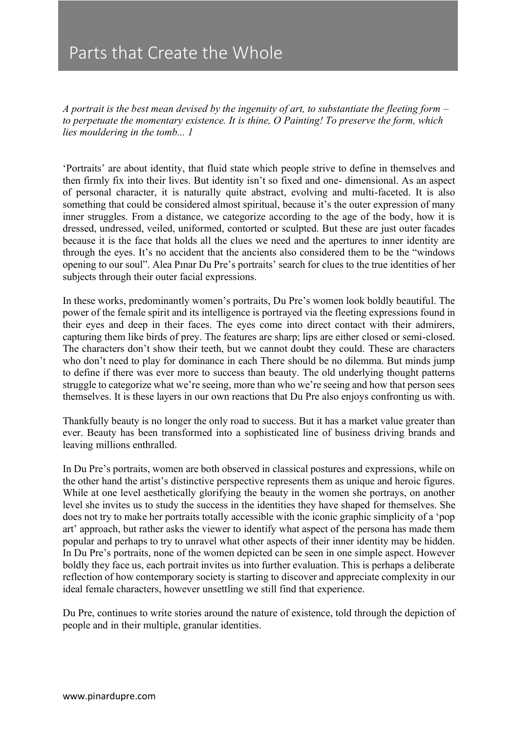# Parts that Create the Whole

*A portrait is the best mean devised by the ingenuity of art, to substantiate the fleeting form – to perpetuate the momentary existence. It is thine, O Painting! To preserve the form, which lies mouldering in the tomb... 1*

'Portraits' are about identity, that fluid state which people strive to define in themselves and then firmly fix into their lives. But identity isn't so fixed and one- dimensional. As an aspect of personal character, it is naturally quite abstract, evolving and multi-faceted. It is also something that could be considered almost spiritual, because it's the outer expression of many inner struggles. From a distance, we categorize according to the age of the body, how it is dressed, undressed, veiled, uniformed, contorted or sculpted. But these are just outer facades because it is the face that holds all the clues we need and the apertures to inner identity are through the eyes. It's no accident that the ancients also considered them to be the "windows opening to our soul". Alea Pınar Du Pre's portraits' search for clues to the true identities of her subjects through their outer facial expressions.

In these works, predominantly women's portraits, Du Pre's women look boldly beautiful. The power of the female spirit and its intelligence is portrayed via the fleeting expressions found in their eyes and deep in their faces. The eyes come into direct contact with their admirers, capturing them like birds of prey. The features are sharp; lips are either closed or semi-closed. The characters don't show their teeth, but we cannot doubt they could. These are characters who don't need to play for dominance in each There should be no dilemma. But minds jump to define if there was ever more to success than beauty. The old underlying thought patterns struggle to categorize what we're seeing, more than who we're seeing and how that person sees themselves. It is these layers in our own reactions that Du Pre also enjoys confronting us with.

Thankfully beauty is no longer the only road to success. But it has a market value greater than ever. Beauty has been transformed into a sophisticated line of business driving brands and leaving millions enthralled.

In Du Pre's portraits, women are both observed in classical postures and expressions, while on the other hand the artist's distinctive perspective represents them as unique and heroic figures. While at one level aesthetically glorifying the beauty in the women she portrays, on another level she invites us to study the success in the identities they have shaped for themselves. She does not try to make her portraits totally accessible with the iconic graphic simplicity of a 'pop art' approach, but rather asks the viewer to identify what aspect of the persona has made them popular and perhaps to try to unravel what other aspects of their inner identity may be hidden. In Du Pre's portraits, none of the women depicted can be seen in one simple aspect. However boldly they face us, each portrait invites us into further evaluation. This is perhaps a deliberate reflection of how contemporary society is starting to discover and appreciate complexity in our ideal female characters, however unsettling we still find that experience.

Du Pre, continues to write stories around the nature of existence, told through the depiction of people and in their multiple, granular identities.

www.pinardupre.com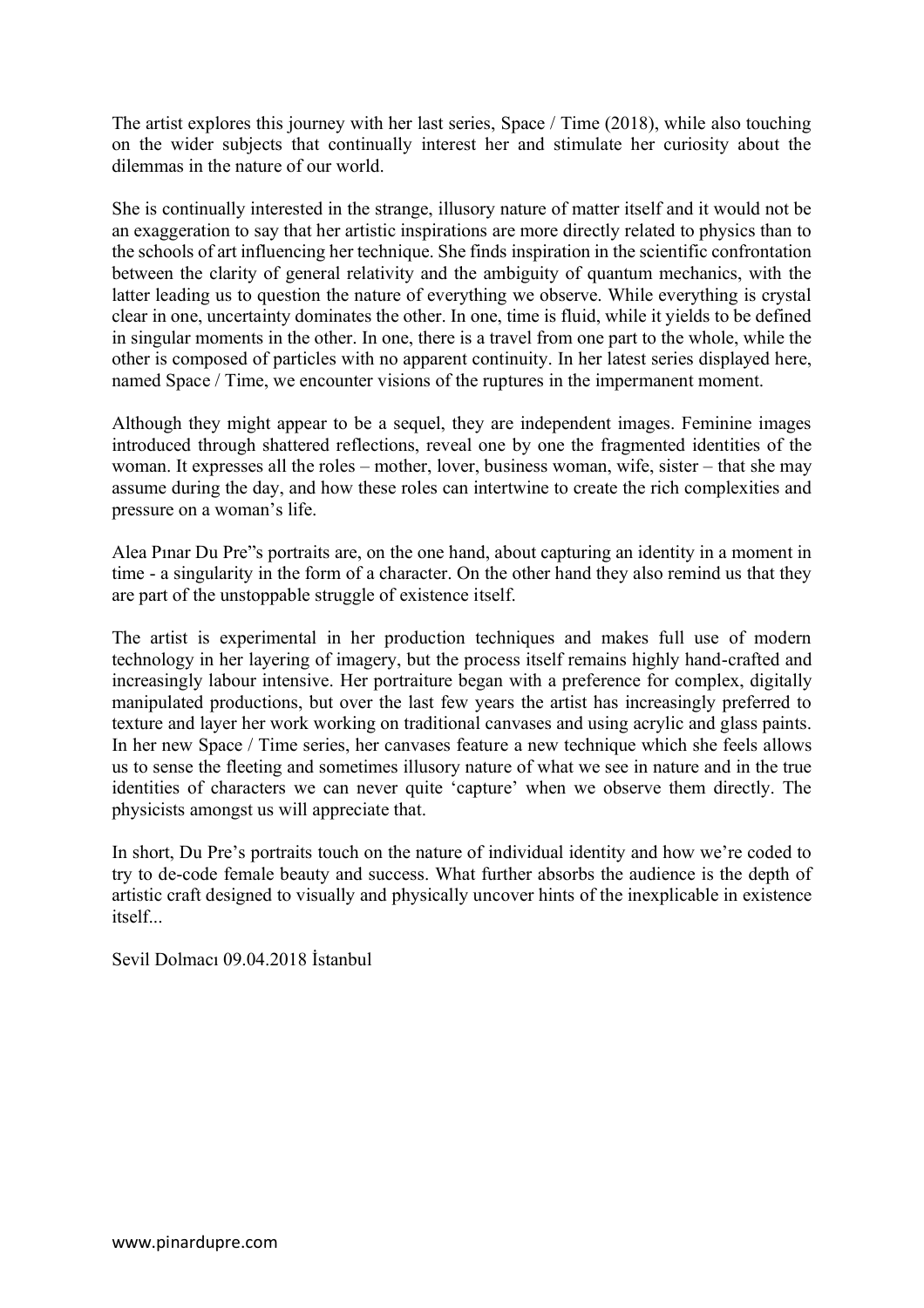The artist explores this journey with her last series, Space / Time (2018), while also touching on the wider subjects that continually interest her and stimulate her curiosity about the dilemmas in the nature of our world.

She is continually interested in the strange, illusory nature of matter itself and it would not be an exaggeration to say that her artistic inspirations are more directly related to physics than to the schools of art influencing her technique. She finds inspiration in the scientific confrontation between the clarity of general relativity and the ambiguity of quantum mechanics, with the latter leading us to question the nature of everything we observe. While everything is crystal clear in one, uncertainty dominates the other. In one, time is fluid, while it yields to be defined in singular moments in the other. In one, there is a travel from one part to the whole, while the other is composed of particles with no apparent continuity. In her latest series displayed here, named Space / Time, we encounter visions of the ruptures in the impermanent moment.

Although they might appear to be a sequel, they are independent images. Feminine images introduced through shattered reflections, reveal one by one the fragmented identities of the woman. It expresses all the roles – mother, lover, business woman, wife, sister – that she may assume during the day, and how these roles can intertwine to create the rich complexities and pressure on a woman's life.

Alea Pınar Du Pre"s portraits are, on the one hand, about capturing an identity in a moment in time - a singularity in the form of a character. On the other hand they also remind us that they are part of the unstoppable struggle of existence itself.

The artist is experimental in her production techniques and makes full use of modern technology in her layering of imagery, but the process itself remains highly hand-crafted and increasingly labour intensive. Her portraiture began with a preference for complex, digitally manipulated productions, but over the last few years the artist has increasingly preferred to texture and layer her work working on traditional canvases and using acrylic and glass paints. In her new Space / Time series, her canvases feature a new technique which she feels allows us to sense the fleeting and sometimes illusory nature of what we see in nature and in the true identities of characters we can never quite 'capture' when we observe them directly. The physicists amongst us will appreciate that.

In short, Du Pre's portraits touch on the nature of individual identity and how we're coded to try to de-code female beauty and success. What further absorbs the audience is the depth of artistic craft designed to visually and physically uncover hints of the inexplicable in existence itself...

Sevil Dolmacı 09.04.2018 İstanbul

www.pinardupre.com